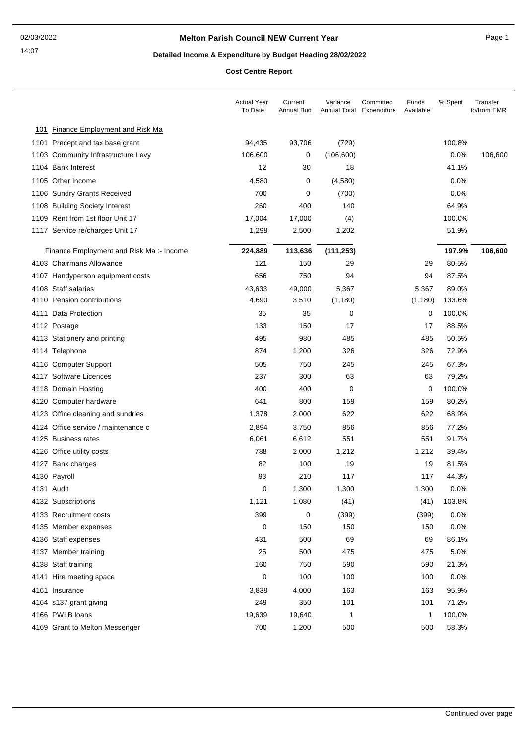# Melton Parish Council NEW Current Year

## Detailed Income & Expenditure by Budget Heading 28/02/2022

### Cost Centre Report

| | Actual Year To Date | Current Annual Bud | Variance Annual Total | Committed Expenditure | Funds Available | % Spent | Transfer to/from EMR |
|---|---|---|---|---|---|---|---|
| **101 Finance Employment and Risk Ma** | | | | | | | |
| 1101 Precept and tax base grant | 94,435 | 93,706 | (729) | | | 100.8% | |
| 1103 Community Infrastructure Levy | 106,600 | 0 | (106,600) | | | 0.0% | 106,600 |
| 1104 Bank Interest | 12 | 30 | 18 | | | 41.1% | |
| 1105 Other Income | 4,580 | 0 | (4,580) | | | 0.0% | |
| 1106 Sundry Grants Received | 700 | 0 | (700) | | | 0.0% | |
| 1108 Building Society Interest | 260 | 400 | 140 | | | 64.9% | |
| 1109 Rent from 1st floor Unit 17 | 17,004 | 17,000 | (4) | | | 100.0% | |
| 1117 Service re/charges Unit 17 | 1,298 | 2,500 | 1,202 | | | 51.9% | |
| Finance Employment and Risk Ma :- Income | **224,889** | **113,636** | **(111,253)** | | | **197.9%** | **106,600** |
| 4103 Chairmans Allowance | 121 | 150 | 29 | | 29 | 80.5% | |
| 4107 Handyperson equipment costs | 656 | 750 | 94 | | 94 | 87.5% | |
| 4108 Staff salaries | 43,633 | 49,000 | 5,367 | | 5,367 | 89.0% | |
| 4110 Pension contributions | 4,690 | 3,510 | (1,180) | | (1,180) | 133.6% | |
| 4111 Data Protection | 35 | 35 | 0 | | 0 | 100.0% | |
| 4112 Postage | 133 | 150 | 17 | | 17 | 88.5% | |
| 4113 Stationery and printing | 495 | 980 | 485 | | 485 | 50.5% | |
| 4114 Telephone | 874 | 1,200 | 326 | | 326 | 72.9% | |
| 4116 Computer Support | 505 | 750 | 245 | | 245 | 67.3% | |
| 4117 Software Licences | 237 | 300 | 63 | | 63 | 79.2% | |
| 4118 Domain Hosting | 400 | 400 | 0 | | 0 | 100.0% | |
| 4120 Computer hardware | 641 | 800 | 159 | | 159 | 80.2% | |
| 4123 Office cleaning and sundries | 1,378 | 2,000 | 622 | | 622 | 68.9% | |
| 4124 Office service / maintenance c | 2,894 | 3,750 | 856 | | 856 | 77.2% | |
| 4125 Business rates | 6,061 | 6,612 | 551 | | 551 | 91.7% | |
| 4126 Office utility costs | 788 | 2,000 | 1,212 | | 1,212 | 39.4% | |
| 4127 Bank charges | 82 | 100 | 19 | | 19 | 81.5% | |
| 4130 Payroll | 93 | 210 | 117 | | 117 | 44.3% | |
| 4131 Audit | 0 | 1,300 | 1,300 | | 1,300 | 0.0% | |
| 4132 Subscriptions | 1,121 | 1,080 | (41) | | (41) | 103.8% | |
| 4133 Recruitment costs | 399 | 0 | (399) | | (399) | 0.0% | |
| 4135 Member expenses | 0 | 150 | 150 | | 150 | 0.0% | |
| 4136 Staff expenses | 431 | 500 | 69 | | 69 | 86.1% | |
| 4137 Member training | 25 | 500 | 475 | | 475 | 5.0% | |
| 4138 Staff training | 160 | 750 | 590 | | 590 | 21.3% | |
| 4141 Hire meeting space | 0 | 100 | 100 | | 100 | 0.0% | |
| 4161 Insurance | 3,838 | 4,000 | 163 | | 163 | 95.9% | |
| 4164 s137 grant giving | 249 | 350 | 101 | | 101 | 71.2% | |
| 4166 PWLB loans | 19,639 | 19,640 | 1 | | 1 | 100.0% | |
| 4169 Grant to Melton Messenger | 700 | 1,200 | 500 | | 500 | 58.3% | |

Continued over page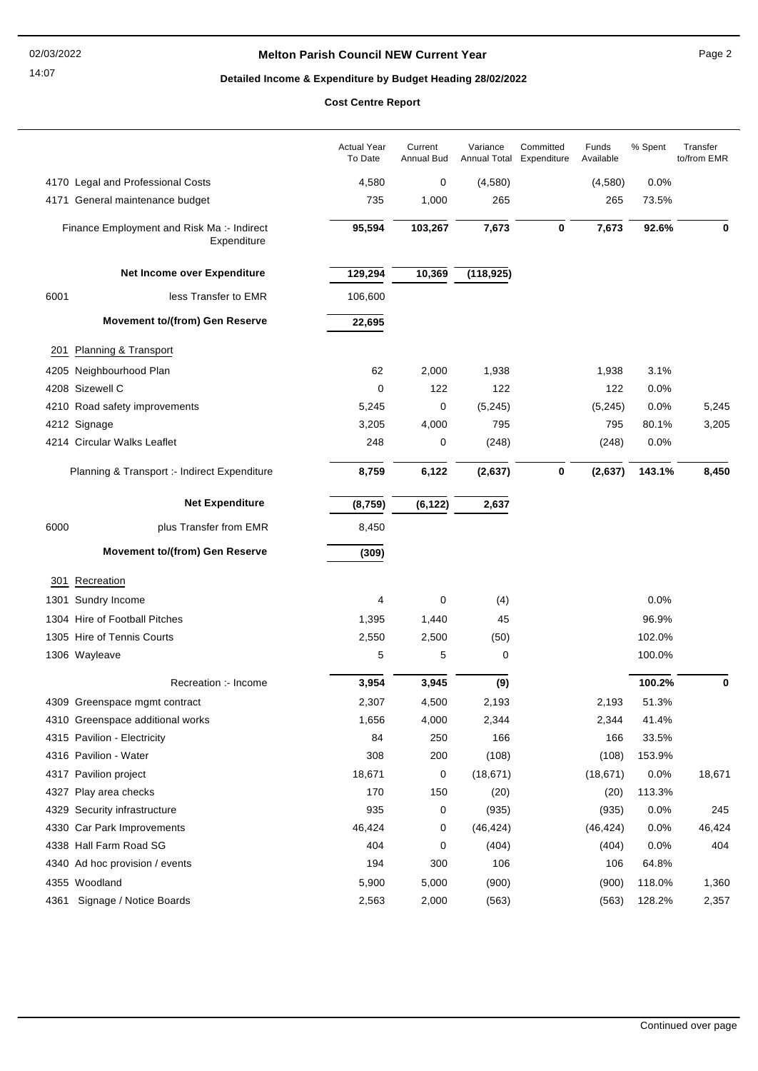# Melton Parish Council NEW Current Year

## Detailed Income & Expenditure by Budget Heading 28/02/2022

### Cost Centre Report

| | Actual Year To Date | Current Annual Bud | Variance Annual Total | Committed Expenditure | Funds Available | % Spent | Transfer to/from EMR |
|---|---|---|---|---|---|---|---|
| 4170 Legal and Professional Costs | 4,580 | 0 | (4,580) | | (4,580) | 0.0% | |
| 4171 General maintenance budget | 735 | 1,000 | 265 | | 265 | 73.5% | |
| **Finance Employment and Risk Ma :- Indirect Expenditure** | **95,594** | **103,267** | **7,673** | **0** | **7,673** | **92.6%** | **0** |
| **Net Income over Expenditure** | **129,294** | **10,369** | **(118,925)** | | | | |
| 6001 less Transfer to EMR | 106,600 | | | | | | |
| **Movement to/(from) Gen Reserve** | **22,695** | | | | | | |
| **201 Planning & Transport** | | | | | | | |
| 4205 Neighbourhood Plan | 62 | 2,000 | 1,938 | | 1,938 | 3.1% | |
| 4208 Sizewell C | 0 | 122 | 122 | | 122 | 0.0% | |
| 4210 Road safety improvements | 5,245 | 0 | (5,245) | | (5,245) | 0.0% | 5,245 |
| 4212 Signage | 3,205 | 4,000 | 795 | | 795 | 80.1% | 3,205 |
| 4214 Circular Walks Leaflet | 248 | 0 | (248) | | (248) | 0.0% | |
| **Planning & Transport :- Indirect Expenditure** | **8,759** | **6,122** | **(2,637)** | **0** | **(2,637)** | **143.1%** | **8,450** |
| **Net Expenditure** | **(8,759)** | **(6,122)** | **2,637** | | | | |
| 6000 plus Transfer from EMR | 8,450 | | | | | | |
| **Movement to/(from) Gen Reserve** | **(309)** | | | | | | |
| **301 Recreation** | | | | | | | |
| 1301 Sundry Income | 4 | 0 | (4) | | | 0.0% | |
| 1304 Hire of Football Pitches | 1,395 | 1,440 | 45 | | | 96.9% | |
| 1305 Hire of Tennis Courts | 2,550 | 2,500 | (50) | | | 102.0% | |
| 1306 Wayleave | 5 | 5 | 0 | | | 100.0% | |
| **Recreation :- Income** | **3,954** | **3,945** | **(9)** | | | **100.2%** | **0** |
| 4309 Greenspace mgmt contract | 2,307 | 4,500 | 2,193 | | 2,193 | 51.3% | |
| 4310 Greenspace additional works | 1,656 | 4,000 | 2,344 | | 2,344 | 41.4% | |
| 4315 Pavilion - Electricity | 84 | 250 | 166 | | 166 | 33.5% | |
| 4316 Pavilion - Water | 308 | 200 | (108) | | (108) | 153.9% | |
| 4317 Pavilion project | 18,671 | 0 | (18,671) | | (18,671) | 0.0% | 18,671 |
| 4327 Play area checks | 170 | 150 | (20) | | (20) | 113.3% | |
| 4329 Security infrastructure | 935 | 0 | (935) | | (935) | 0.0% | 245 |
| 4330 Car Park Improvements | 46,424 | 0 | (46,424) | | (46,424) | 0.0% | 46,424 |
| 4338 Hall Farm Road SG | 404 | 0 | (404) | | (404) | 0.0% | 404 |
| 4340 Ad hoc provision / events | 194 | 300 | 106 | | 106 | 64.8% | |
| 4355 Woodland | 5,900 | 5,000 | (900) | | (900) | 118.0% | 1,360 |
| 4361 Signage / Notice Boards | 2,563 | 2,000 | (563) | | (563) | 128.2% | 2,357 |

Continued over page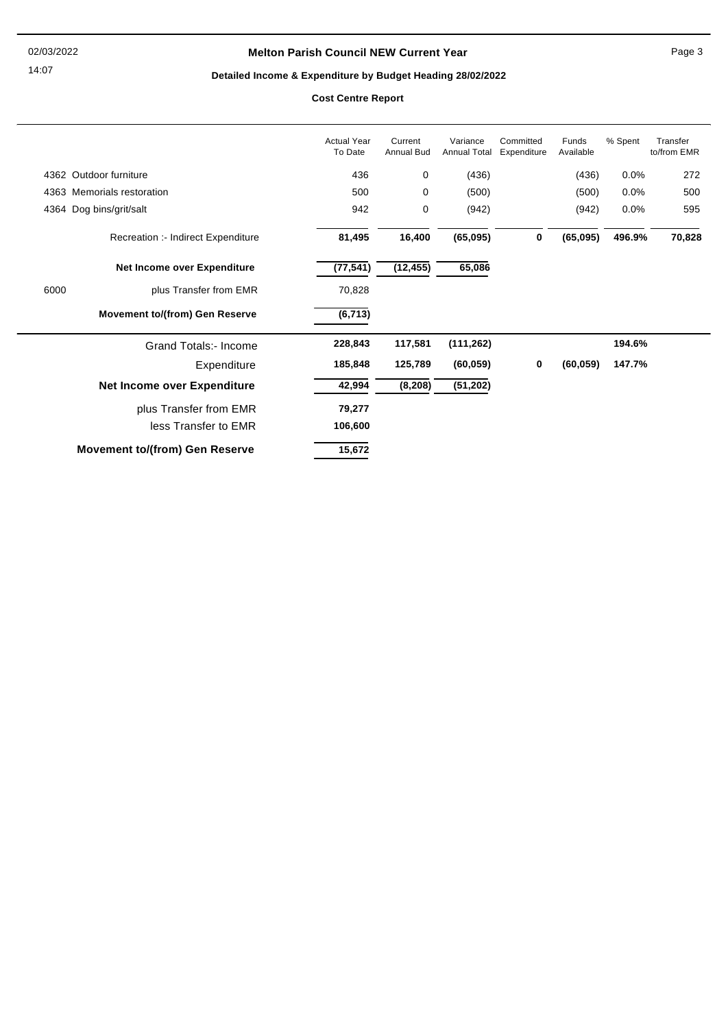**Melton Parish Council NEW Current Year**

**Detailed Income & Expenditure by Budget Heading 28/02/2022**

**Cost Centre Report**

| | Actual Year To Date | Current Annual Bud | Variance Annual Total | Committed Expenditure | Funds Available | % Spent | Transfer to/from EMR |
|---|---|---|---|---|---|---|---|
| 4362 Outdoor furniture | 436 | 0 | (436) | | (436) | 0.0% | 272 |
| 4363 Memorials restoration | 500 | 0 | (500) | | (500) | 0.0% | 500 |
| 4364 Dog bins/grit/salt | 942 | 0 | (942) | | (942) | 0.0% | 595 |
| Recreation :- Indirect Expenditure | **81,495** | **16,400** | **(65,095)** | **0** | **(65,095)** | **496.9%** | **70,828** |
| **Net Income over Expenditure** | **(77,541)** | **(12,455)** | **65,086** | | | | |
| 6000 plus Transfer from EMR | 70,828 | | | | | | |
| **Movement to/(from) Gen Reserve** | **(6,713)** | | | | | | |
| Grand Totals:- Income | **228,843** | **117,581** | **(111,262)** | | | **194.6%** | |
| Expenditure | **185,848** | **125,789** | **(60,059)** | **0** | **(60,059)** | **147.7%** | |
| **Net Income over Expenditure** | **42,994** | **(8,208)** | **(51,202)** | | | | |
| plus Transfer from EMR | **79,277** | | | | | | |
| less Transfer to EMR | **106,600** | | | | | | |
| **Movement to/(from) Gen Reserve** | **15,672** | | | | | | |